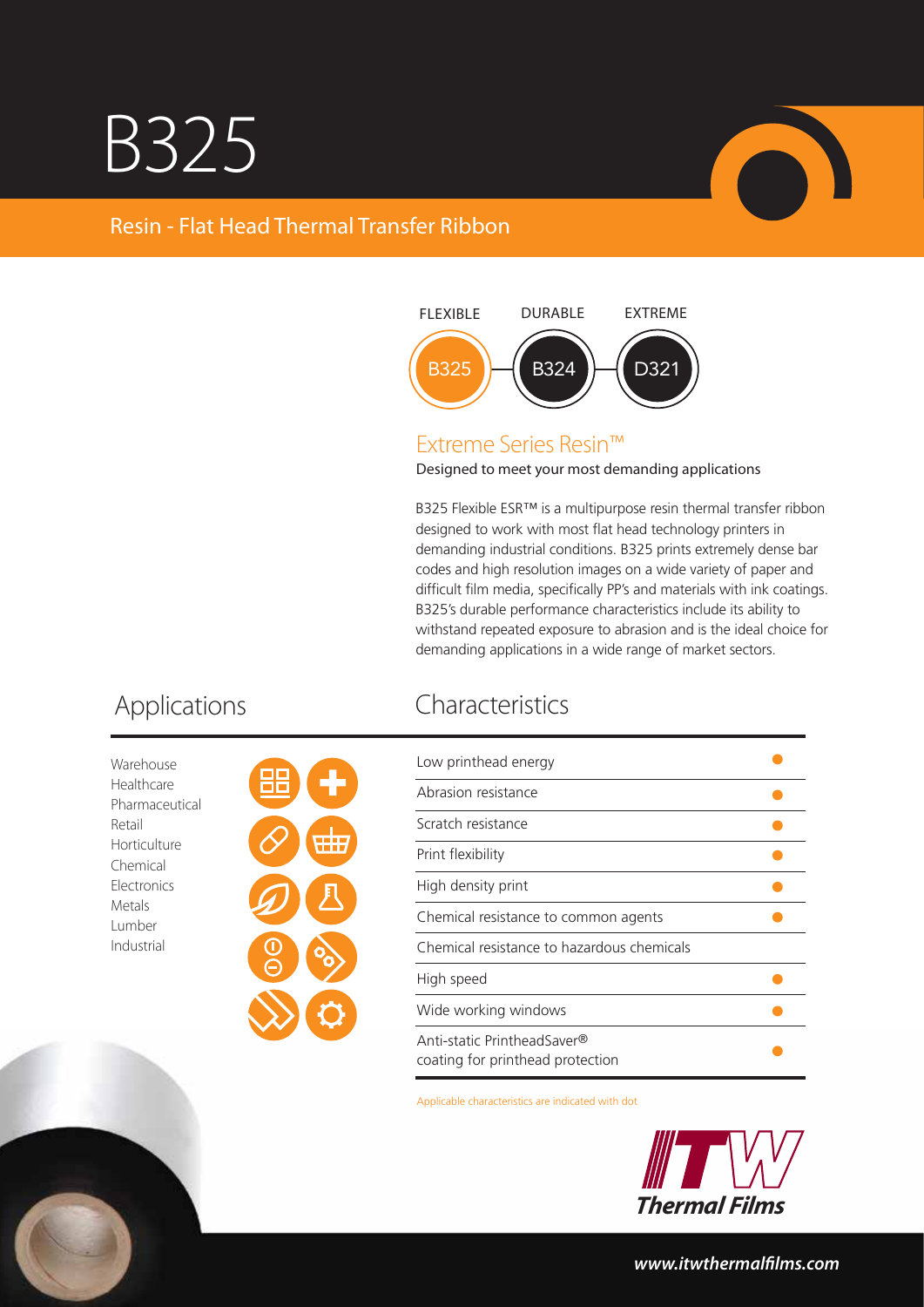# B325

## Resin - Flat Head Thermal Transfer Ribbon

| FLEXIBLE | DURABLE | EXTREME |
|---|---|---|
| B325 | B324 | D321 |

### Extreme Series Resin™

Designed to meet your most demanding applications

B325 Flexible ESR™ is a multipurpose resin thermal transfer ribbon designed to work with most flat head technology printers in demanding industrial conditions. B325 prints extremely dense bar codes and high resolution images on a wide variety of paper and difficult film media, specifically PP's and materials with ink coatings. B325's durable performance characteristics include its ability to withstand repeated exposure to abrasion and is the ideal choice for demanding applications in a wide range of market sectors.

## Applications

- Warehouse
- Healthcare
- Pharmaceutical
- Retail
- Horticulture
- Chemical
- Electronics
- Metals
- Lumber
- Industrial

## Characteristics

| Characteristic | |
|---|---|
| Low printhead energy | ● |
| Abrasion resistance | ● |
| Scratch resistance | ● |
| Print flexibility | ● |
| High density print | ● |
| Chemical resistance to common agents | ● |
| Chemical resistance to hazardous chemicals | |
| High speed | ● |
| Wide working windows | ● |
| Anti-static PrintheadSaver® coating for printhead protection | ● |

Applicable characteristics are indicated with dot

ITW Thermal Films

www.itwthermalfilms.com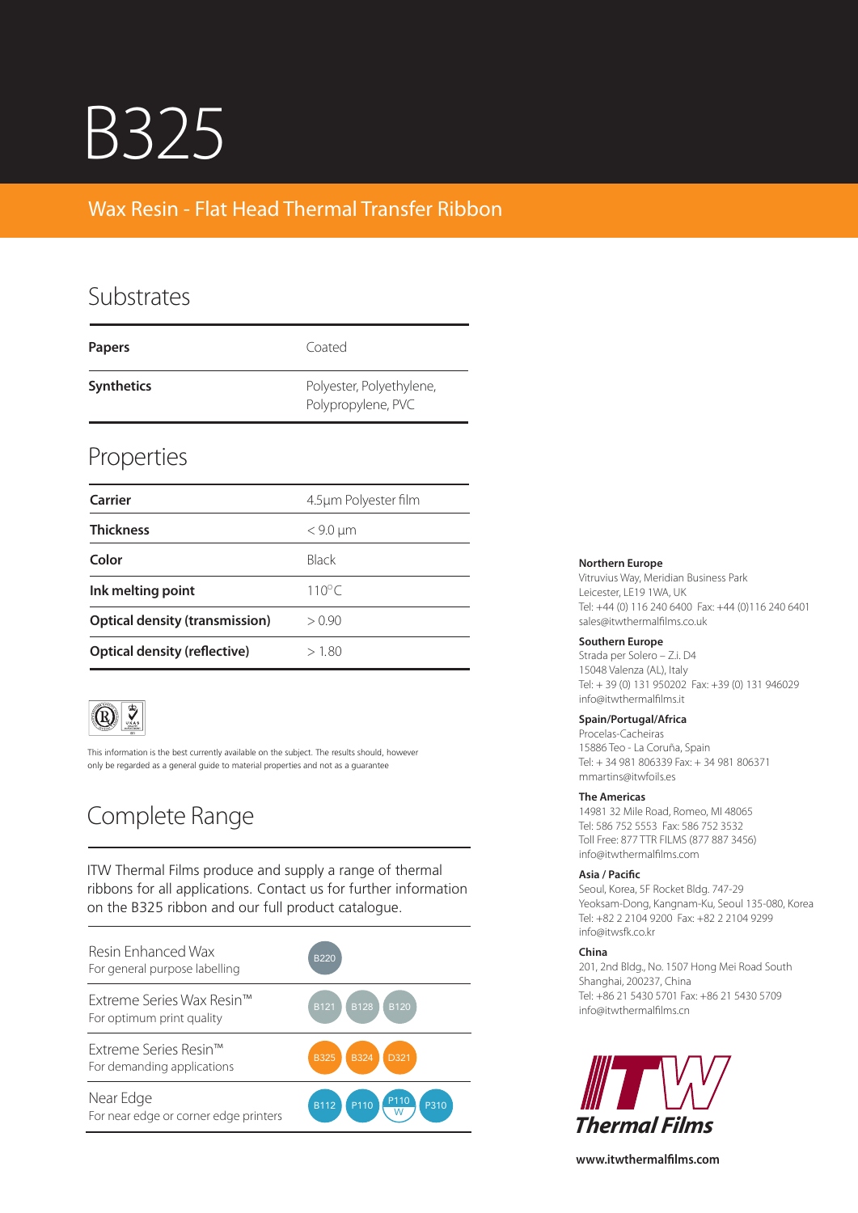# B325

## Wax Resin - Flat Head Thermal Transfer Ribbon

## Substrates

| | |
|---|---|
| **Papers** | Coated |
| **Synthetics** | Polyester, Polyethylene, Polypropylene, PVC |

## Properties

| | |
|---|---|
| **Carrier** | 4.5µm Polyester film |
| **Thickness** | < 9.0 µm |
| **Color** | Black |
| **Ink melting point** | 110°C |
| **Optical density (transmission)** | > 0.90 |
| **Optical density (reflective)** | > 1.80 |

This information is the best currently available on the subject. The results should, however only be regarded as a general guide to material properties and not as a guarantee

## Complete Range

ITW Thermal Films produce and supply a range of thermal ribbons for all applications. Contact us for further information on the B325 ribbon and our full product catalogue.

| | |
|---|---|
| Resin Enhanced Wax<br>For general purpose labelling | B220 |
| Extreme Series Wax Resin™<br>For optimum print quality | B121, B128, B120 |
| Extreme Series Resin™<br>For demanding applications | B325, B324, D321 |
| Near Edge<br>For near edge or corner edge printers | B112, P110, P110 W, P310 |

**Northern Europe**
Vitruvius Way, Meridian Business Park
Leicester, LE19 1WA, UK
Tel: +44 (0) 116 240 6400 Fax: +44 (0)116 240 6401
sales@itwthermalfilms.co.uk

**Southern Europe**
Strada per Solero – Z.i. D4
15048 Valenza (AL), Italy
Tel: + 39 (0) 131 950202 Fax: +39 (0) 131 946029
info@itwthermalfilms.it

**Spain/Portugal/Africa**
Procelas-Cacheiras
15886 Teo - La Coruña, Spain
Tel: + 34 981 806339 Fax: + 34 981 806371
mmartins@itwfoils.es

**The Americas**
14981 32 Mile Road, Romeo, MI 48065
Tel: 586 752 5553 Fax: 586 752 3532
Toll Free: 877 TTR FILMS (877 887 3456)
info@itwthermalfilms.com

**Asia / Pacific**
Seoul, Korea, 5F Rocket Bldg. 747-29
Yeoksam-Dong, Kangnam-Ku, Seoul 135-080, Korea
Tel: +82 2 2104 9200 Fax: +82 2 2104 9299
info@itwsfk.co.kr

**China**
201, 2nd Bldg., No. 1507 Hong Mei Road South
Shanghai, 200237, China
Tel: +86 21 5430 5701 Fax: +86 21 5430 5709
info@itwthermalfilms.cn

ITW Thermal Films

**www.itwthermalfilms.com**